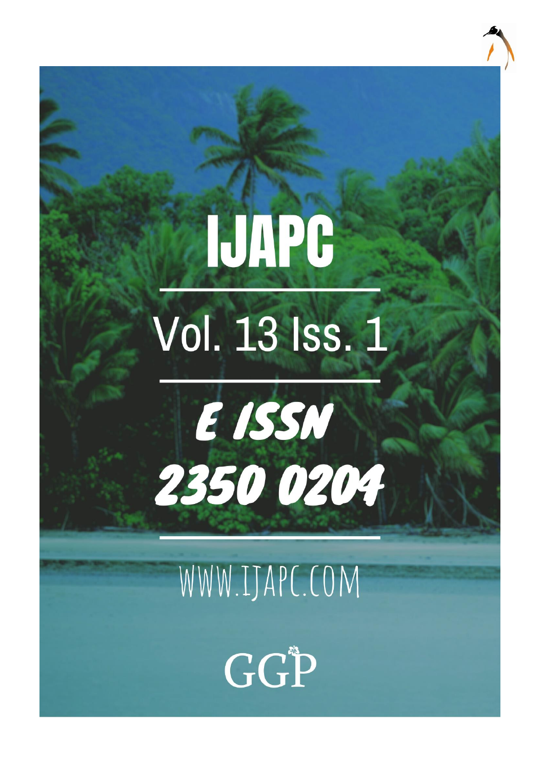# IJAPC

Vol. 13 Iss. 1

E ISSN

2350 0204

WWW.IJAPC.COM

GGP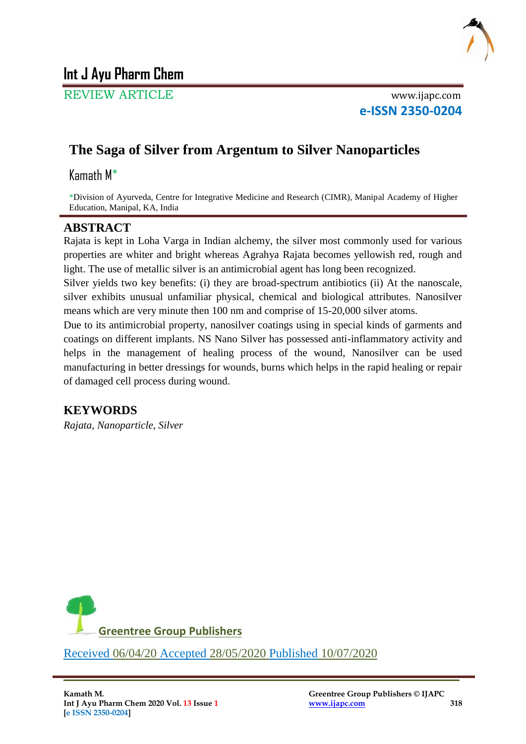# Int J Ayu Pharm Chem

REVIEW ARTICLE

www.ijapc.com

**e-ISSN 2350-0204**

## The Saga of Silver from Argentum to Silver Nanoparticles

Kamath M*

*Division of Ayurveda, Centre for Integrative Medicine and Research (CIMR), Manipal Academy of Higher Education, Manipal, KA, India

## ABSTRACT

Rajata is kept in Loha Varga in Indian alchemy, the silver most commonly used for various properties are whiter and bright whereas Agrahya Rajata becomes yellowish red, rough and light. The use of metallic silver is an antimicrobial agent has long been recognized.

Silver yields two key benefits: (i) they are broad-spectrum antibiotics (ii) At the nanoscale, silver exhibits unusual unfamiliar physical, chemical and biological attributes. Nanosilver means which are very minute then 100 nm and comprise of 15-20,000 silver atoms.

Due to its antimicrobial property, nanosilver coatings using in special kinds of garments and coatings on different implants. NS Nano Silver has possessed anti-inflammatory activity and helps in the management of healing process of the wound, Nanosilver can be used manufacturing in better dressings for wounds, burns which helps in the rapid healing or repair of damaged cell process during wound.

## KEYWORDS

*Rajata, Nanoparticle, Silver*

Greentree Group Publishers

Received 06/04/20 Accepted 28/05/2020 Published 10/07/2020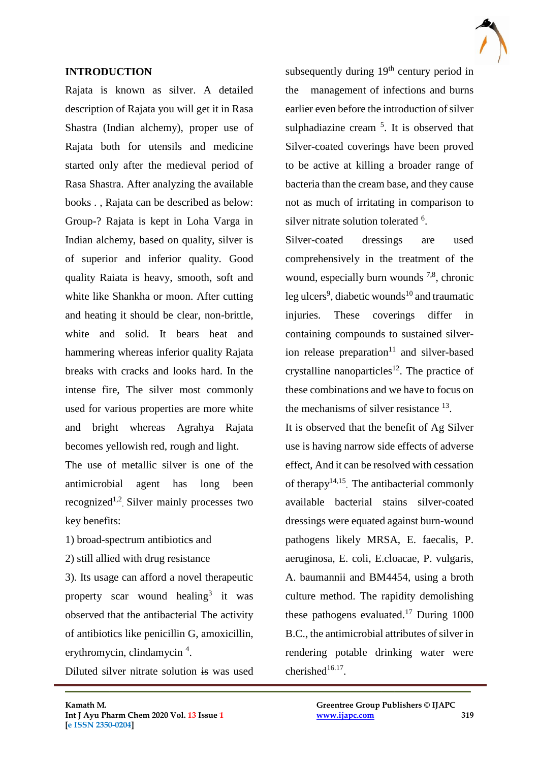## INTRODUCTION

Rajata is known as silver. A detailed description of Rajata you will get it in Rasa Shastra (Indian alchemy), proper use of Rajata both for utensils and medicine started only after the medieval period of Rasa Shastra. After analyzing the available books . , Rajata can be described as below: Group-? Rajata is kept in Loha Varga in Indian alchemy, based on quality, silver is of superior and inferior quality. Good quality Raiata is heavy, smooth, soft and white like Shankha or moon. After cutting and heating it should be clear, non-brittle, white and solid. It bears heat and hammering whereas inferior quality Rajata breaks with cracks and looks hard. In the intense fire, The silver most commonly used for various properties are more white and bright whereas Agrahya Rajata becomes yellowish red, rough and light.

The use of metallic silver is one of the antimicrobial agent has long been recognized[1,2]. Silver mainly processes two key benefits:

1) broad-spectrum antibiotics and

2) still allied with drug resistance

3). Its usage can afford a novel therapeutic property scar wound healing[3] it was observed that the antibacterial The activity of antibiotics like penicillin G, amoxicillin, erythromycin, clindamycin [4].

Diluted silver nitrate solution ~~is~~ was used subsequently during 19th century period in the management of infections and burns ~~earlier~~ even before the introduction of silver sulphadiazine cream [5]. It is observed that Silver-coated coverings have been proved to be active at killing a broader range of bacteria than the cream base, and they cause not as much of irritating in comparison to silver nitrate solution tolerated [6].

Silver-coated dressings are used comprehensively in the treatment of the wound, especially burn wounds [7,8], chronic leg ulcers[9], diabetic wounds[10] and traumatic injuries. These coverings differ in containing compounds to sustained silver-ion release preparation[11] and silver-based crystalline nanoparticles[12]. The practice of these combinations and we have to focus on the mechanisms of silver resistance [13].

It is observed that the benefit of Ag Silver use is having narrow side effects of adverse effect, And it can be resolved with cessation of therapy[14,15]. The antibacterial commonly available bacterial stains silver-coated dressings were equated against burn-wound pathogens likely MRSA, E. faecalis, P. aeruginosa, E. coli, E.cloacae, P. vulgaris, A. baumannii and BM4454, using a broth culture method. The rapidity demolishing these pathogens evaluated.[17] During 1000 B.C., the antimicrobial attributes of silver in rendering potable drinking water were cherished[16.17].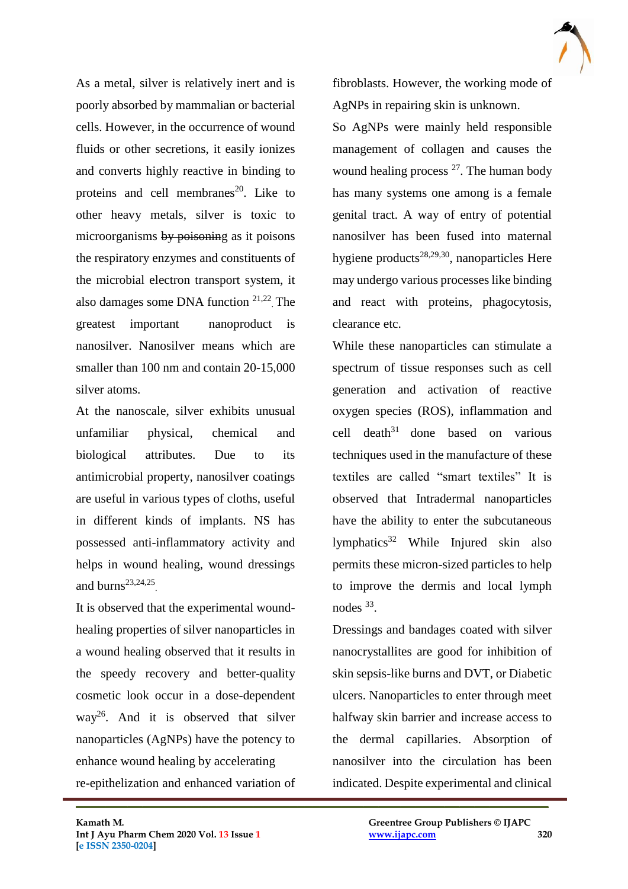As a metal, silver is relatively inert and is poorly absorbed by mammalian or bacterial cells. However, in the occurrence of wound fluids or other secretions, it easily ionizes and converts highly reactive in binding to proteins and cell membranes[20]. Like to other heavy metals, silver is toxic to microorganisms ~~by poisoning~~ as it poisons the respiratory enzymes and constituents of the microbial electron transport system, it also damages some DNA function [21,22]. The greatest important nanoproduct is nanosilver. Nanosilver means which are smaller than 100 nm and contain 20-15,000 silver atoms.

At the nanoscale, silver exhibits unusual unfamiliar physical, chemical and biological attributes. Due to its antimicrobial property, nanosilver coatings are useful in various types of cloths, useful in different kinds of implants. NS has possessed anti-inflammatory activity and helps in wound healing, wound dressings and burns[23,24,25].

It is observed that the experimental wound-healing properties of silver nanoparticles in a wound healing observed that it results in the speedy recovery and better-quality cosmetic look occur in a dose-dependent way[26]. And it is observed that silver nanoparticles (AgNPs) have the potency to enhance wound healing by accelerating re-epithelization and enhanced variation of fibroblasts. However, the working mode of AgNPs in repairing skin is unknown.

So AgNPs were mainly held responsible management of collagen and causes the wound healing process [27]. The human body has many systems one among is a female genital tract. A way of entry of potential nanosilver has been fused into maternal hygiene products[28,29,30], nanoparticles Here may undergo various processes like binding and react with proteins, phagocytosis, clearance etc.

While these nanoparticles can stimulate a spectrum of tissue responses such as cell generation and activation of reactive oxygen species (ROS), inflammation and cell death[31] done based on various techniques used in the manufacture of these textiles are called "smart textiles" It is observed that Intradermal nanoparticles have the ability to enter the subcutaneous lymphatics[32] While Injured skin also permits these micron-sized particles to help to improve the dermis and local lymph nodes [33].

Dressings and bandages coated with silver nanocrystallites are good for inhibition of skin sepsis-like burns and DVT, or Diabetic ulcers. Nanoparticles to enter through meet halfway skin barrier and increase access to the dermal capillaries. Absorption of nanosilver into the circulation has been indicated. Despite experimental and clinical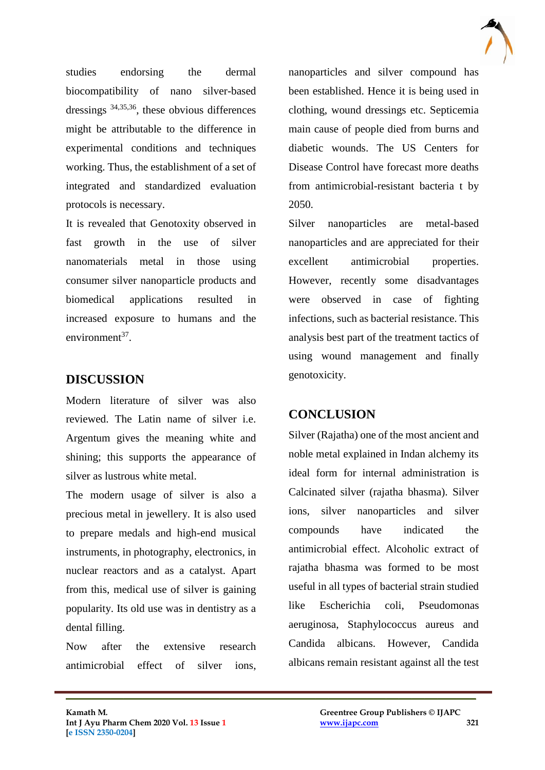studies endorsing the dermal biocompatibility of nano silver-based dressings [34,35,36], these obvious differences might be attributable to the difference in experimental conditions and techniques working. Thus, the establishment of a set of integrated and standardized evaluation protocols is necessary.

It is revealed that Genotoxity observed in fast growth in the use of silver nanomaterials metal in those using consumer silver nanoparticle products and biomedical applications resulted in increased exposure to humans and the environment[37].

## DISCUSSION

Modern literature of silver was also reviewed. The Latin name of silver i.e. Argentum gives the meaning white and shining; this supports the appearance of silver as lustrous white metal.

The modern usage of silver is also a precious metal in jewellery. It is also used to prepare medals and high-end musical instruments, in photography, electronics, in nuclear reactors and as a catalyst. Apart from this, medical use of silver is gaining popularity. Its old use was in dentistry as a dental filling.

Now after the extensive research antimicrobial effect of silver ions, nanoparticles and silver compound has been established. Hence it is being used in clothing, wound dressings etc. Septicemia main cause of people died from burns and diabetic wounds. The US Centers for Disease Control have forecast more deaths from antimicrobial-resistant bacteria t by 2050.

Silver nanoparticles are metal-based nanoparticles and are appreciated for their excellent antimicrobial properties. However, recently some disadvantages were observed in case of fighting infections, such as bacterial resistance. This analysis best part of the treatment tactics of using wound management and finally genotoxicity.

## CONCLUSION

Silver (Rajatha) one of the most ancient and noble metal explained in Indan alchemy its ideal form for internal administration is Calcinated silver (rajatha bhasma). Silver ions, silver nanoparticles and silver compounds have indicated the antimicrobial effect. Alcoholic extract of rajatha bhasma was formed to be most useful in all types of bacterial strain studied like Escherichia coli, Pseudomonas aeruginosa, Staphylococcus aureus and Candida albicans. However, Candida albicans remain resistant against all the test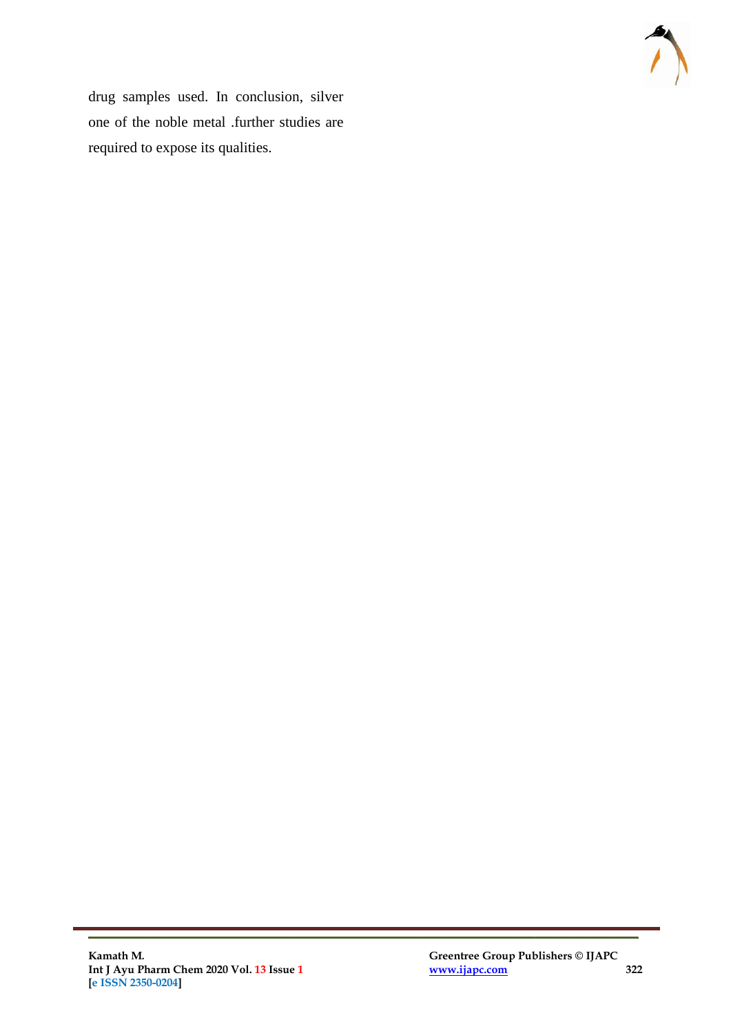drug samples used. In conclusion, silver one of the noble metal .further studies are required to expose its qualities.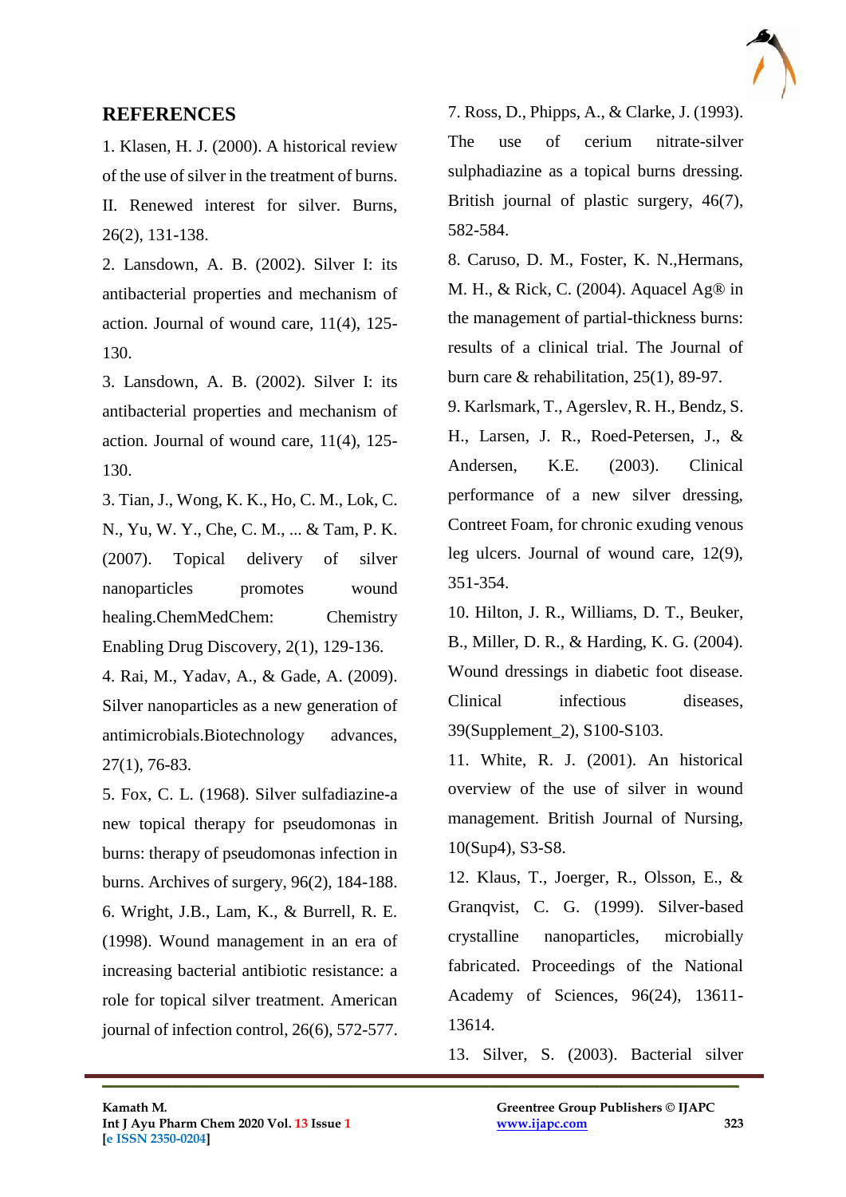## REFERENCES

1. Klasen, H. J. (2000). A historical review of the use of silver in the treatment of burns. II. Renewed interest for silver. Burns, 26(2), 131-138.

2. Lansdown, A. B. (2002). Silver I: its antibacterial properties and mechanism of action. Journal of wound care, 11(4), 125-130.

3. Lansdown, A. B. (2002). Silver I: its antibacterial properties and mechanism of action. Journal of wound care, 11(4), 125-130.

3. Tian, J., Wong, K. K., Ho, C. M., Lok, C. N., Yu, W. Y., Che, C. M., ... & Tam, P. K. (2007). Topical delivery of silver nanoparticles promotes wound healing.ChemMedChem: Chemistry Enabling Drug Discovery, 2(1), 129-136.

4. Rai, M., Yadav, A., & Gade, A. (2009). Silver nanoparticles as a new generation of antimicrobials.Biotechnology advances, 27(1), 76-83.

5. Fox, C. L. (1968). Silver sulfadiazine-a new topical therapy for pseudomonas in burns: therapy of pseudomonas infection in burns. Archives of surgery, 96(2), 184-188.

6. Wright, J.B., Lam, K., & Burrell, R. E. (1998). Wound management in an era of increasing bacterial antibiotic resistance: a role for topical silver treatment. American journal of infection control, 26(6), 572-577.

7. Ross, D., Phipps, A., & Clarke, J. (1993). The use of cerium nitrate-silver sulphadiazine as a topical burns dressing. British journal of plastic surgery, 46(7), 582-584.

8. Caruso, D. M., Foster, K. N.,Hermans, M. H., & Rick, C. (2004). Aquacel Ag® in the management of partial-thickness burns: results of a clinical trial. The Journal of burn care & rehabilitation, 25(1), 89-97.

9. Karlsmark, T., Agerslev, R. H., Bendz, S. H., Larsen, J. R., Roed-Petersen, J., & Andersen, K.E. (2003). Clinical performance of a new silver dressing, Contreet Foam, for chronic exuding venous leg ulcers. Journal of wound care, 12(9), 351-354.

10. Hilton, J. R., Williams, D. T., Beuker, B., Miller, D. R., & Harding, K. G. (2004). Wound dressings in diabetic foot disease. Clinical infectious diseases, 39(Supplement_2), S100-S103.

11. White, R. J. (2001). An historical overview of the use of silver in wound management. British Journal of Nursing, 10(Sup4), S3-S8.

12. Klaus, T., Joerger, R., Olsson, E., & Granqvist, C. G. (1999). Silver-based crystalline nanoparticles, microbially fabricated. Proceedings of the National Academy of Sciences, 96(24), 13611-13614.

13. Silver, S. (2003). Bacterial silver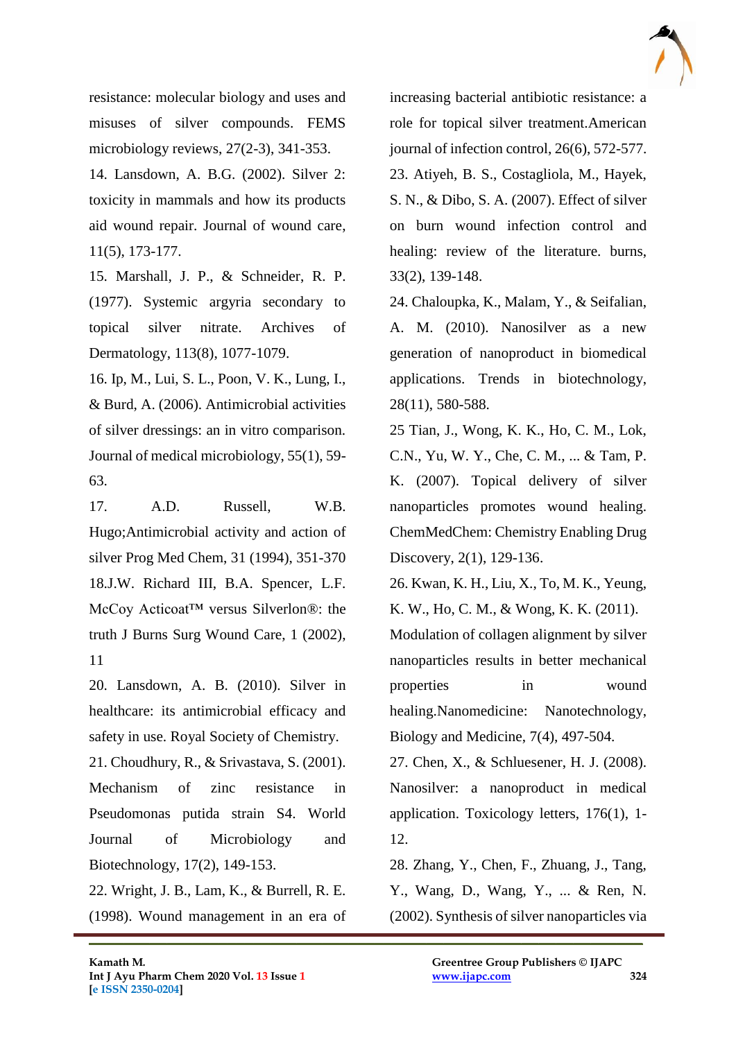resistance: molecular biology and uses and misuses of silver compounds. FEMS microbiology reviews, 27(2-3), 341-353.

14. Lansdown, A. B.G. (2002). Silver 2: toxicity in mammals and how its products aid wound repair. Journal of wound care, 11(5), 173-177.

15. Marshall, J. P., & Schneider, R. P. (1977). Systemic argyria secondary to topical silver nitrate. Archives of Dermatology, 113(8), 1077-1079.

16. Ip, M., Lui, S. L., Poon, V. K., Lung, I., & Burd, A. (2006). Antimicrobial activities of silver dressings: an in vitro comparison. Journal of medical microbiology, 55(1), 59-63.

17. A.D. Russell, W.B. Hugo;Antimicrobial activity and action of silver Prog Med Chem, 31 (1994), 351-370

18.J.W. Richard III, B.A. Spencer, L.F. McCoy Acticoat™ versus Silverlon®: the truth J Burns Surg Wound Care, 1 (2002), 11

20. Lansdown, A. B. (2010). Silver in healthcare: its antimicrobial efficacy and safety in use. Royal Society of Chemistry.

21. Choudhury, R., & Srivastava, S. (2001). Mechanism of zinc resistance in Pseudomonas putida strain S4. World Journal of Microbiology and Biotechnology, 17(2), 149-153.

22. Wright, J. B., Lam, K., & Burrell, R. E. (1998). Wound management in an era of increasing bacterial antibiotic resistance: a role for topical silver treatment.American journal of infection control, 26(6), 572-577.

23. Atiyeh, B. S., Costagliola, M., Hayek, S. N., & Dibo, S. A. (2007). Effect of silver on burn wound infection control and healing: review of the literature. burns, 33(2), 139-148.

24. Chaloupka, K., Malam, Y., & Seifalian, A. M. (2010). Nanosilver as a new generation of nanoproduct in biomedical applications. Trends in biotechnology, 28(11), 580-588.

25 Tian, J., Wong, K. K., Ho, C. M., Lok, C.N., Yu, W. Y., Che, C. M., ... & Tam, P. K. (2007). Topical delivery of silver nanoparticles promotes wound healing. ChemMedChem: Chemistry Enabling Drug Discovery, 2(1), 129-136.

26. Kwan, K. H., Liu, X., To, M. K., Yeung, K. W., Ho, C. M., & Wong, K. K. (2011). Modulation of collagen alignment by silver nanoparticles results in better mechanical properties in wound healing.Nanomedicine: Nanotechnology, Biology and Medicine, 7(4), 497-504.

27. Chen, X., & Schluesener, H. J. (2008). Nanosilver: a nanoproduct in medical application. Toxicology letters, 176(1), 1-12.

28. Zhang, Y., Chen, F., Zhuang, J., Tang, Y., Wang, D., Wang, Y., ... & Ren, N. (2002). Synthesis of silver nanoparticles via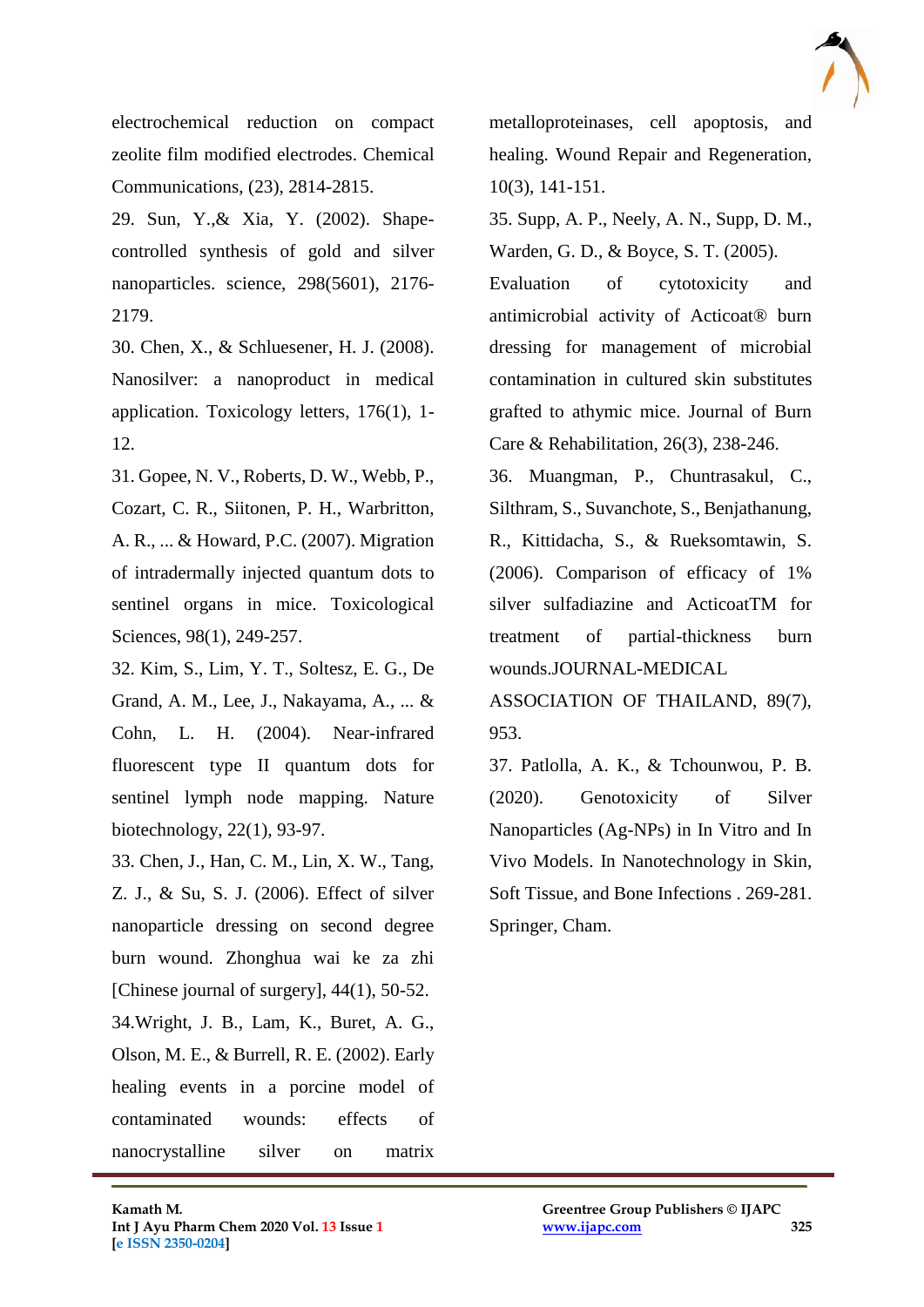electrochemical reduction on compact zeolite film modified electrodes. Chemical Communications, (23), 2814-2815.

29. Sun, Y.,& Xia, Y. (2002). Shape-controlled synthesis of gold and silver nanoparticles. science, 298(5601), 2176-2179.

30. Chen, X., & Schluesener, H. J. (2008). Nanosilver: a nanoproduct in medical application. Toxicology letters, 176(1), 1-12.

31. Gopee, N. V., Roberts, D. W., Webb, P., Cozart, C. R., Siitonen, P. H., Warbritton, A. R., ... & Howard, P.C. (2007). Migration of intradermally injected quantum dots to sentinel organs in mice. Toxicological Sciences, 98(1), 249-257.

32. Kim, S., Lim, Y. T., Soltesz, E. G., De Grand, A. M., Lee, J., Nakayama, A., ... & Cohn, L. H. (2004). Near-infrared fluorescent type II quantum dots for sentinel lymph node mapping. Nature biotechnology, 22(1), 93-97.

33. Chen, J., Han, C. M., Lin, X. W., Tang, Z. J., & Su, S. J. (2006). Effect of silver nanoparticle dressing on second degree burn wound. Zhonghua wai ke za zhi [Chinese journal of surgery], 44(1), 50-52.

34.Wright, J. B., Lam, K., Buret, A. G., Olson, M. E., & Burrell, R. E. (2002). Early healing events in a porcine model of contaminated wounds: effects of nanocrystalline silver on matrix metalloproteinases, cell apoptosis, and healing. Wound Repair and Regeneration, 10(3), 141-151.

35. Supp, A. P., Neely, A. N., Supp, D. M., Warden, G. D., & Boyce, S. T. (2005). Evaluation of cytotoxicity and antimicrobial activity of Acticoat® burn dressing for management of microbial contamination in cultured skin substitutes grafted to athymic mice. Journal of Burn Care & Rehabilitation, 26(3), 238-246.

36. Muangman, P., Chuntrasakul, C., Silthram, S., Suvanchote, S., Benjathanung, R., Kittidacha, S., & Rueksomtawin, S. (2006). Comparison of efficacy of 1% silver sulfadiazine and ActicoatTM for treatment of partial-thickness burn wounds.JOURNAL-MEDICAL ASSOCIATION OF THAILAND, 89(7), 953.

37. Patlolla, A. K., & Tchounwou, P. B. (2020). Genotoxicity of Silver Nanoparticles (Ag-NPs) in In Vitro and In Vivo Models. In Nanotechnology in Skin, Soft Tissue, and Bone Infections . 269-281. Springer, Cham.